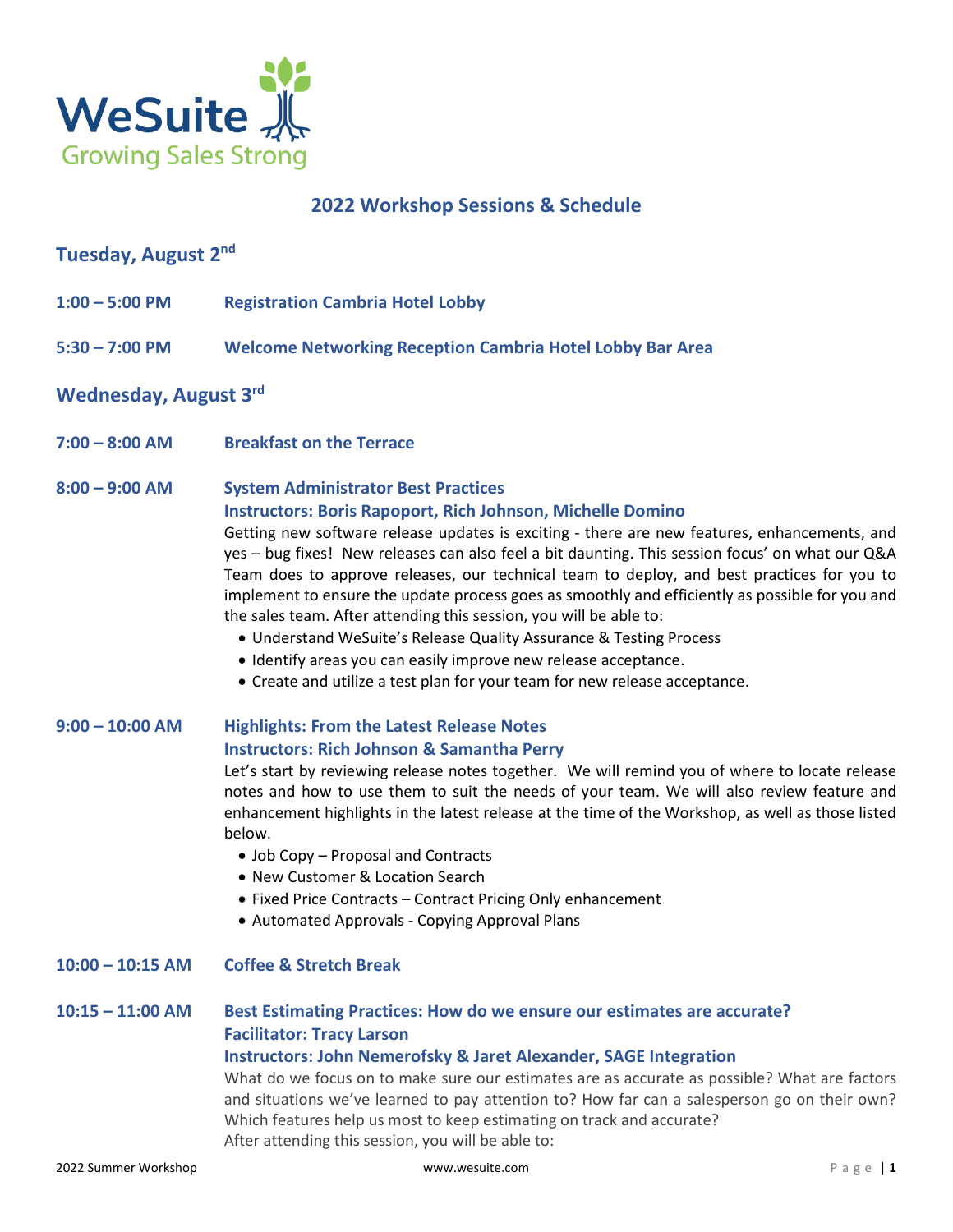WeSuite
Growing Sales Strong

# 2022 Workshop Sessions & Schedule

## Tuesday, August 2nd

**1:00 – 5:00 PM** **Registration Cambria Hotel Lobby**

**5:30 – 7:00 PM** **Welcome Networking Reception Cambria Hotel Lobby Bar Area**

## Wednesday, August 3rd

**7:00 – 8:00 AM** **Breakfast on the Terrace**

**8:00 – 9:00 AM** **System Administrator Best Practices**
**Instructors: Boris Rapoport, Rich Johnson, Michelle Domino**

Getting new software release updates is exciting - there are new features, enhancements, and yes – bug fixes! New releases can also feel a bit daunting. This session focus' on what our Q&A Team does to approve releases, our technical team to deploy, and best practices for you to implement to ensure the update process goes as smoothly and efficiently as possible for you and the sales team. After attending this session, you will be able to:

- Understand WeSuite's Release Quality Assurance & Testing Process
- Identify areas you can easily improve new release acceptance.
- Create and utilize a test plan for your team for new release acceptance.

**9:00 – 10:00 AM** **Highlights: From the Latest Release Notes**
**Instructors: Rich Johnson & Samantha Perry**

Let's start by reviewing release notes together. We will remind you of where to locate release notes and how to use them to suit the needs of your team. We will also review feature and enhancement highlights in the latest release at the time of the Workshop, as well as those listed below.

- Job Copy – Proposal and Contracts
- New Customer & Location Search
- Fixed Price Contracts – Contract Pricing Only enhancement
- Automated Approvals - Copying Approval Plans

**10:00 – 10:15 AM** **Coffee & Stretch Break**

**10:15 – 11:00 AM** **Best Estimating Practices: How do we ensure our estimates are accurate?**
**Facilitator: Tracy Larson**
**Instructors: John Nemerofsky & Jaret Alexander, SAGE Integration**

What do we focus on to make sure our estimates are as accurate as possible? What are factors and situations we've learned to pay attention to? How far can a salesperson go on their own? Which features help us most to keep estimating on track and accurate?
After attending this session, you will be able to: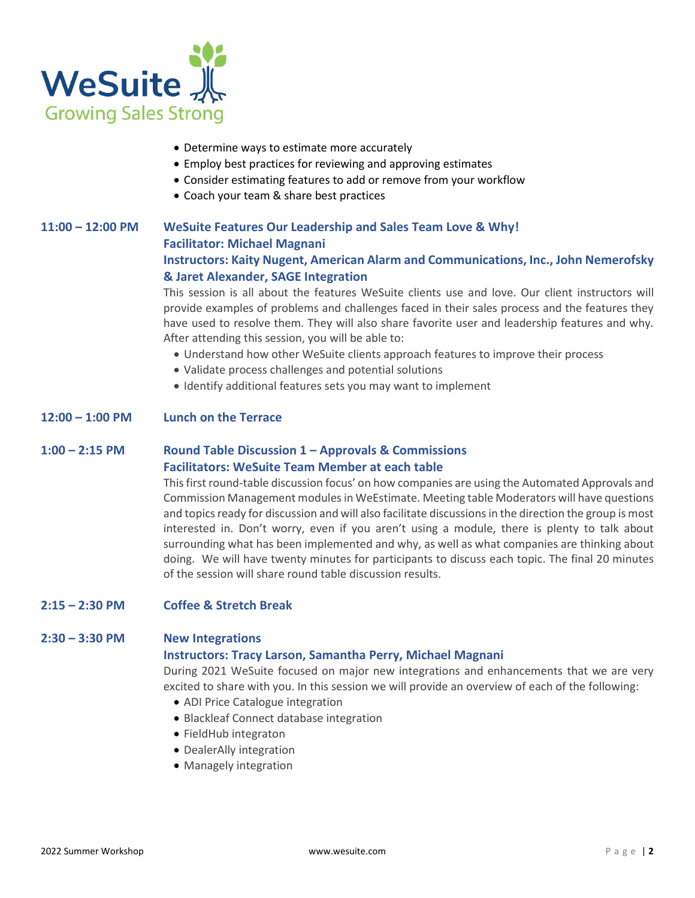- Determine ways to estimate more accurately
- Employ best practices for reviewing and approving estimates
- Consider estimating features to add or remove from your workflow
- Coach your team & share best practices

**11:00 – 12:00 PM** **WeSuite Features Our Leadership and Sales Team Love & Why!**
**Facilitator: Michael Magnani**
**Instructors: Kaity Nugent, American Alarm and Communications, Inc., John Nemerofsky & Jaret Alexander, SAGE Integration**

This session is all about the features WeSuite clients use and love. Our client instructors will provide examples of problems and challenges faced in their sales process and the features they have used to resolve them. They will also share favorite user and leadership features and why. After attending this session, you will be able to:

- Understand how other WeSuite clients approach features to improve their process
- Validate process challenges and potential solutions
- Identify additional features sets you may want to implement

**12:00 – 1:00 PM** **Lunch on the Terrace**

**1:00 – 2:15 PM** **Round Table Discussion 1 – Approvals & Commissions**
**Facilitators: WeSuite Team Member at each table**

This first round-table discussion focus' on how companies are using the Automated Approvals and Commission Management modules in WeEstimate. Meeting table Moderators will have questions and topics ready for discussion and will also facilitate discussions in the direction the group is most interested in. Don't worry, even if you aren't using a module, there is plenty to talk about surrounding what has been implemented and why, as well as what companies are thinking about doing. We will have twenty minutes for participants to discuss each topic. The final 20 minutes of the session will share round table discussion results.

**2:15 – 2:30 PM** **Coffee & Stretch Break**

**2:30 – 3:30 PM** **New Integrations**
**Instructors: Tracy Larson, Samantha Perry, Michael Magnani**

During 2021 WeSuite focused on major new integrations and enhancements that we are very excited to share with you. In this session we will provide an overview of each of the following:

- ADI Price Catalogue integration
- Blackleaf Connect database integration
- FieldHub integraton
- DealerAlly integration
- Managely integration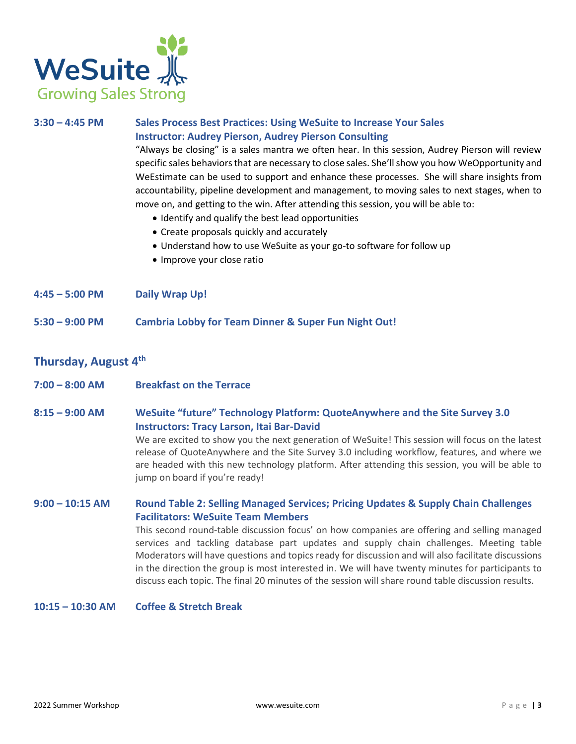**3:30 – 4:45 PM** **Sales Process Best Practices: Using WeSuite to Increase Your Sales**
**Instructor: Audrey Pierson, Audrey Pierson Consulting**

"Always be closing" is a sales mantra we often hear. In this session, Audrey Pierson will review specific sales behaviors that are necessary to close sales. She'll show you how WeOpportunity and WeEstimate can be used to support and enhance these processes. She will share insights from accountability, pipeline development and management, to moving sales to next stages, when to move on, and getting to the win. After attending this session, you will be able to:

- Identify and qualify the best lead opportunities
- Create proposals quickly and accurately
- Understand how to use WeSuite as your go-to software for follow up
- Improve your close ratio

**4:45 – 5:00 PM** **Daily Wrap Up!**

**5:30 – 9:00 PM** **Cambria Lobby for Team Dinner & Super Fun Night Out!**

## Thursday, August 4th

**7:00 – 8:00 AM** **Breakfast on the Terrace**

**8:15 – 9:00 AM** **WeSuite "future" Technology Platform: QuoteAnywhere and the Site Survey 3.0**
**Instructors: Tracy Larson, Itai Bar-David**

We are excited to show you the next generation of WeSuite! This session will focus on the latest release of QuoteAnywhere and the Site Survey 3.0 including workflow, features, and where we are headed with this new technology platform. After attending this session, you will be able to jump on board if you're ready!

**9:00 – 10:15 AM** **Round Table 2: Selling Managed Services; Pricing Updates & Supply Chain Challenges**
**Facilitators: WeSuite Team Members**

This second round-table discussion focus' on how companies are offering and selling managed services and tackling database part updates and supply chain challenges. Meeting table Moderators will have questions and topics ready for discussion and will also facilitate discussions in the direction the group is most interested in. We will have twenty minutes for participants to discuss each topic. The final 20 minutes of the session will share round table discussion results.

**10:15 – 10:30 AM** **Coffee & Stretch Break**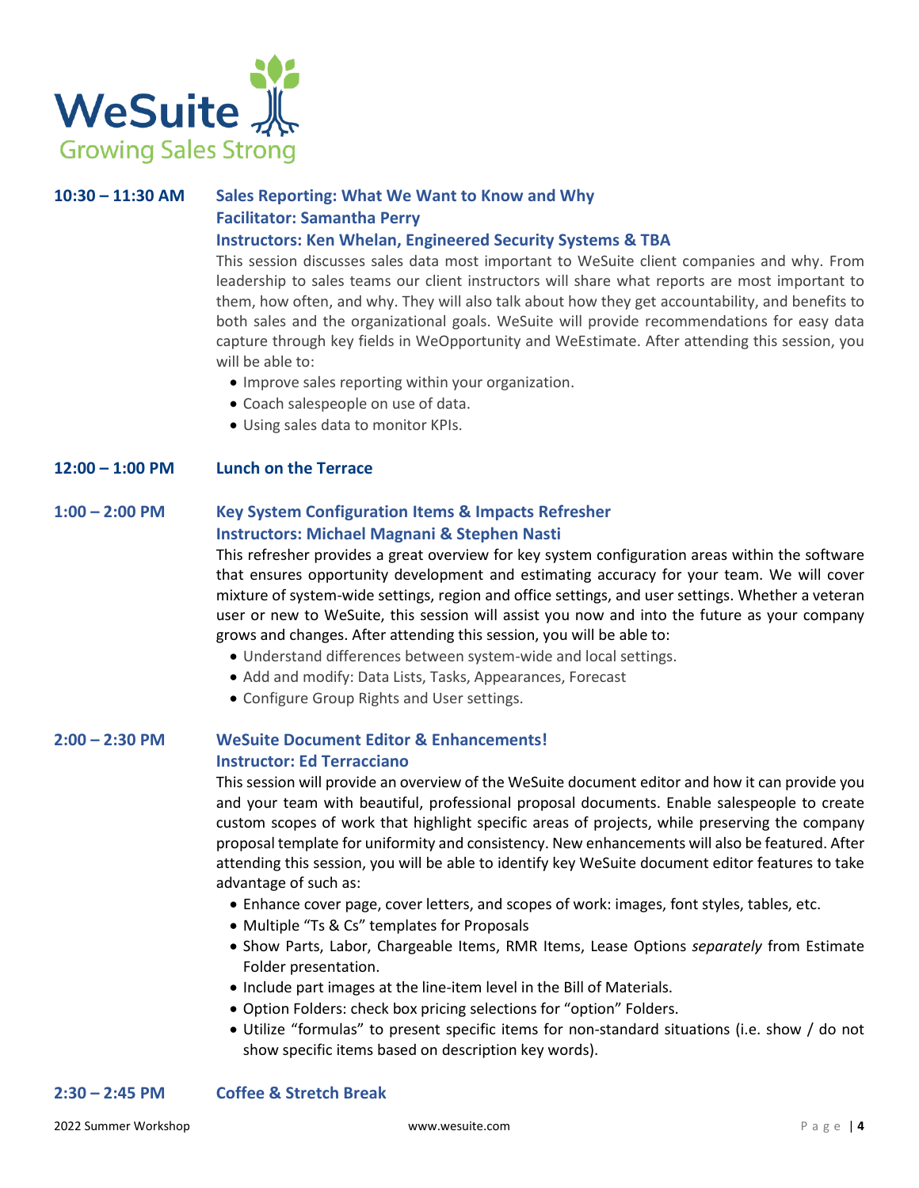**10:30 – 11:30 AM** **Sales Reporting: What We Want to Know and Why**
**Facilitator: Samantha Perry**
**Instructors: Ken Whelan, Engineered Security Systems & TBA**

This session discusses sales data most important to WeSuite client companies and why. From leadership to sales teams our client instructors will share what reports are most important to them, how often, and why. They will also talk about how they get accountability, and benefits to both sales and the organizational goals. WeSuite will provide recommendations for easy data capture through key fields in WeOpportunity and WeEstimate. After attending this session, you will be able to:

- Improve sales reporting within your organization.
- Coach salespeople on use of data.
- Using sales data to monitor KPIs.

**12:00 – 1:00 PM** **Lunch on the Terrace**

**1:00 – 2:00 PM** **Key System Configuration Items & Impacts Refresher**
**Instructors: Michael Magnani & Stephen Nasti**

This refresher provides a great overview for key system configuration areas within the software that ensures opportunity development and estimating accuracy for your team. We will cover mixture of system-wide settings, region and office settings, and user settings. Whether a veteran user or new to WeSuite, this session will assist you now and into the future as your company grows and changes. After attending this session, you will be able to:

- Understand differences between system-wide and local settings.
- Add and modify: Data Lists, Tasks, Appearances, Forecast
- Configure Group Rights and User settings.

**2:00 – 2:30 PM** **WeSuite Document Editor & Enhancements!**
**Instructor: Ed Terracciano**

This session will provide an overview of the WeSuite document editor and how it can provide you and your team with beautiful, professional proposal documents. Enable salespeople to create custom scopes of work that highlight specific areas of projects, while preserving the company proposal template for uniformity and consistency. New enhancements will also be featured. After attending this session, you will be able to identify key WeSuite document editor features to take advantage of such as:

- Enhance cover page, cover letters, and scopes of work: images, font styles, tables, etc.
- Multiple "Ts & Cs" templates for Proposals
- Show Parts, Labor, Chargeable Items, RMR Items, Lease Options *separately* from Estimate Folder presentation.
- Include part images at the line-item level in the Bill of Materials.
- Option Folders: check box pricing selections for "option" Folders.
- Utilize "formulas" to present specific items for non-standard situations (i.e. show / do not show specific items based on description key words).

**2:30 – 2:45 PM** **Coffee & Stretch Break**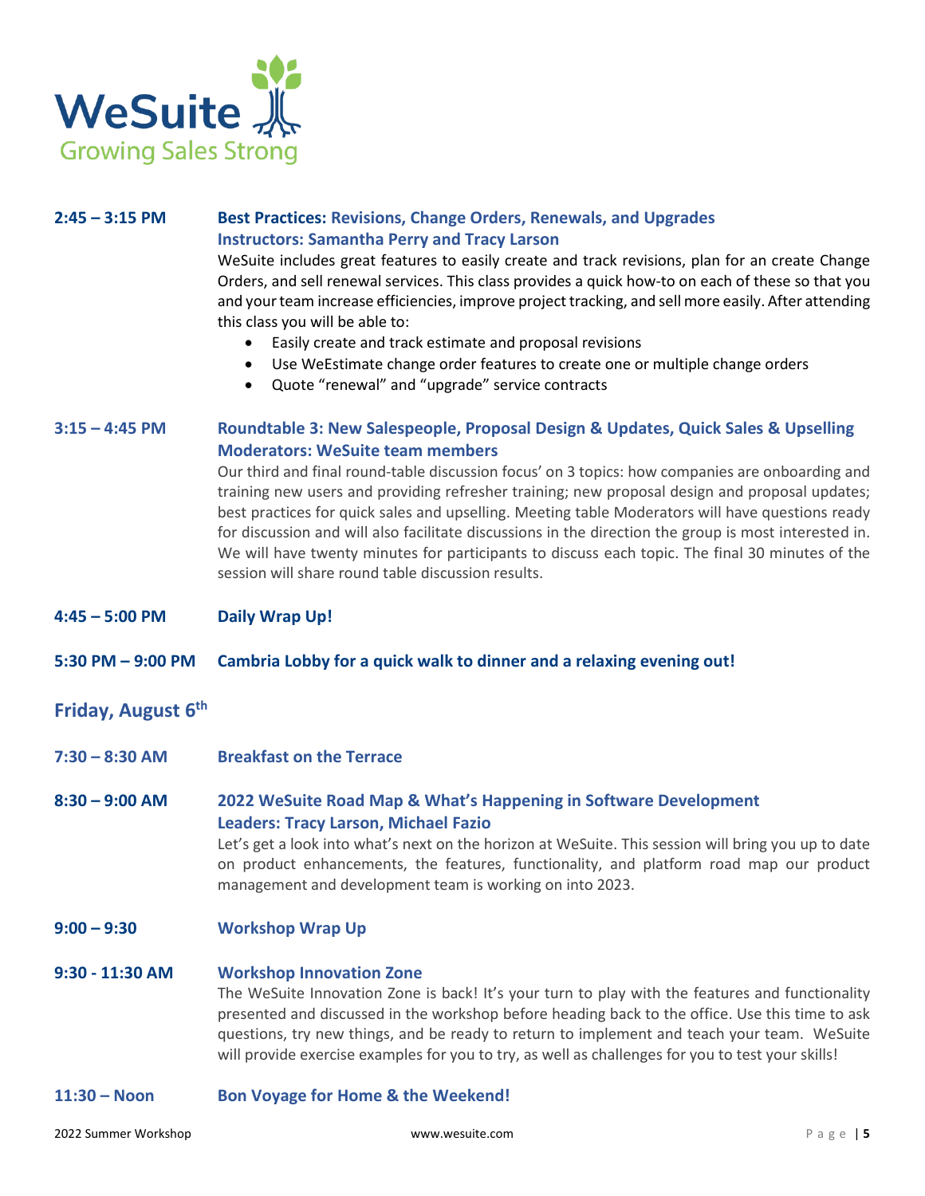WeSuite
Growing Sales Strong

**2:45 – 3:15 PM** **Best Practices: Revisions, Change Orders, Renewals, and Upgrades**
**Instructors: Samantha Perry and Tracy Larson**

WeSuite includes great features to easily create and track revisions, plan for an create Change Orders, and sell renewal services. This class provides a quick how-to on each of these so that you and your team increase efficiencies, improve project tracking, and sell more easily. After attending this class you will be able to:

- Easily create and track estimate and proposal revisions
- Use WeEstimate change order features to create one or multiple change orders
- Quote "renewal" and "upgrade" service contracts

**3:15 – 4:45 PM** **Roundtable 3: New Salespeople, Proposal Design & Updates, Quick Sales & Upselling**
**Moderators: WeSuite team members**

Our third and final round-table discussion focus' on 3 topics: how companies are onboarding and training new users and providing refresher training; new proposal design and proposal updates; best practices for quick sales and upselling. Meeting table Moderators will have questions ready for discussion and will also facilitate discussions in the direction the group is most interested in. We will have twenty minutes for participants to discuss each topic. The final 30 minutes of the session will share round table discussion results.

**4:45 – 5:00 PM** **Daily Wrap Up!**

**5:30 PM – 9:00 PM** **Cambria Lobby for a quick walk to dinner and a relaxing evening out!**

## Friday, August 6th

**7:30 – 8:30 AM** **Breakfast on the Terrace**

**8:30 – 9:00 AM** **2022 WeSuite Road Map & What's Happening in Software Development**
**Leaders: Tracy Larson, Michael Fazio**

Let's get a look into what's next on the horizon at WeSuite. This session will bring you up to date on product enhancements, the features, functionality, and platform road map our product management and development team is working on into 2023.

**9:00 – 9:30** **Workshop Wrap Up**

**9:30 - 11:30 AM** **Workshop Innovation Zone**

The WeSuite Innovation Zone is back! It's your turn to play with the features and functionality presented and discussed in the workshop before heading back to the office. Use this time to ask questions, try new things, and be ready to return to implement and teach your team. WeSuite will provide exercise examples for you to try, as well as challenges for you to test your skills!

**11:30 – Noon** **Bon Voyage for Home & the Weekend!**